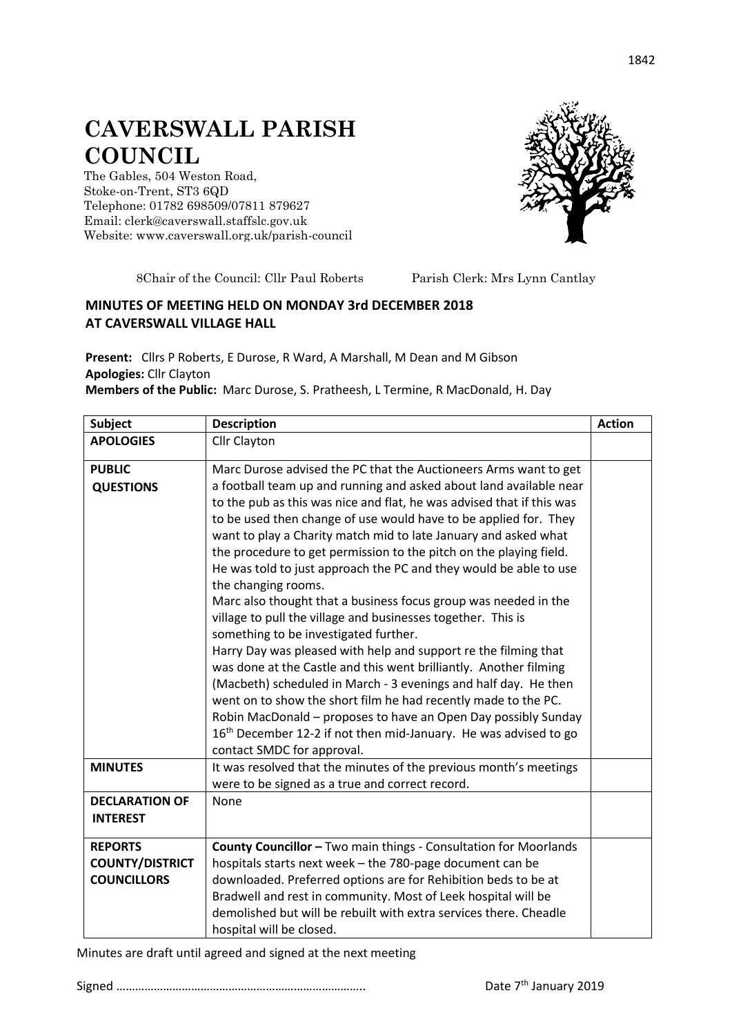# CAVERSWALL PARISH COUNCIL

The Gables, 504 Weston Road,
Stoke-on-Trent, ST3 6QD
Telephone: 01782 698509/07811 879627
Email: clerk@caverswall.staffslc.gov.uk
Website: www.caverswall.org.uk/parish-council

8Chair of the Council: Cllr Paul Roberts    Parish Clerk: Mrs Lynn Cantlay

## MINUTES OF MEETING HELD ON MONDAY 3rd DECEMBER 2018 AT CAVERSWALL VILLAGE HALL

**Present:** Cllrs P Roberts, E Durose, R Ward, A Marshall, M Dean and M Gibson
**Apologies:** Cllr Clayton
**Members of the Public:** Marc Durose, S. Pratheesh, L Termine, R MacDonald, H. Day

| Subject | Description | Action |
|---|---|---|
| **APOLOGIES** | Cllr Clayton | |
| **PUBLIC QUESTIONS** | Marc Durose advised the PC that the Auctioneers Arms want to get a football team up and running and asked about land available near to the pub as this was nice and flat, he was advised that if this was to be used then change of use would have to be applied for. They want to play a Charity match mid to late January and asked what the procedure to get permission to the pitch on the playing field. He was told to just approach the PC and they would be able to use the changing rooms.<br>Marc also thought that a business focus group was needed in the village to pull the village and businesses together. This is something to be investigated further.<br>Harry Day was pleased with help and support re the filming that was done at the Castle and this went brilliantly. Another filming (Macbeth) scheduled in March - 3 evenings and half day. He then went on to show the short film he had recently made to the PC.<br>Robin MacDonald – proposes to have an Open Day possibly Sunday 16th December 12-2 if not then mid-January. He was advised to go contact SMDC for approval. | |
| **MINUTES** | It was resolved that the minutes of the previous month's meetings were to be signed as a true and correct record. | |
| **DECLARATION OF INTEREST** | None | |
| **REPORTS COUNTY/DISTRICT COUNCILLORS** | **County Councillor –** Two main things - Consultation for Moorlands hospitals starts next week – the 780-page document can be downloaded. Preferred options are for Rehibition beds to be at Bradwell and rest in community. Most of Leek hospital will be demolished but will be rebuilt with extra services there. Cheadle hospital will be closed. | |

Minutes are draft until agreed and signed at the next meeting

Signed …………………………………………………………………..    Date 7th January 2019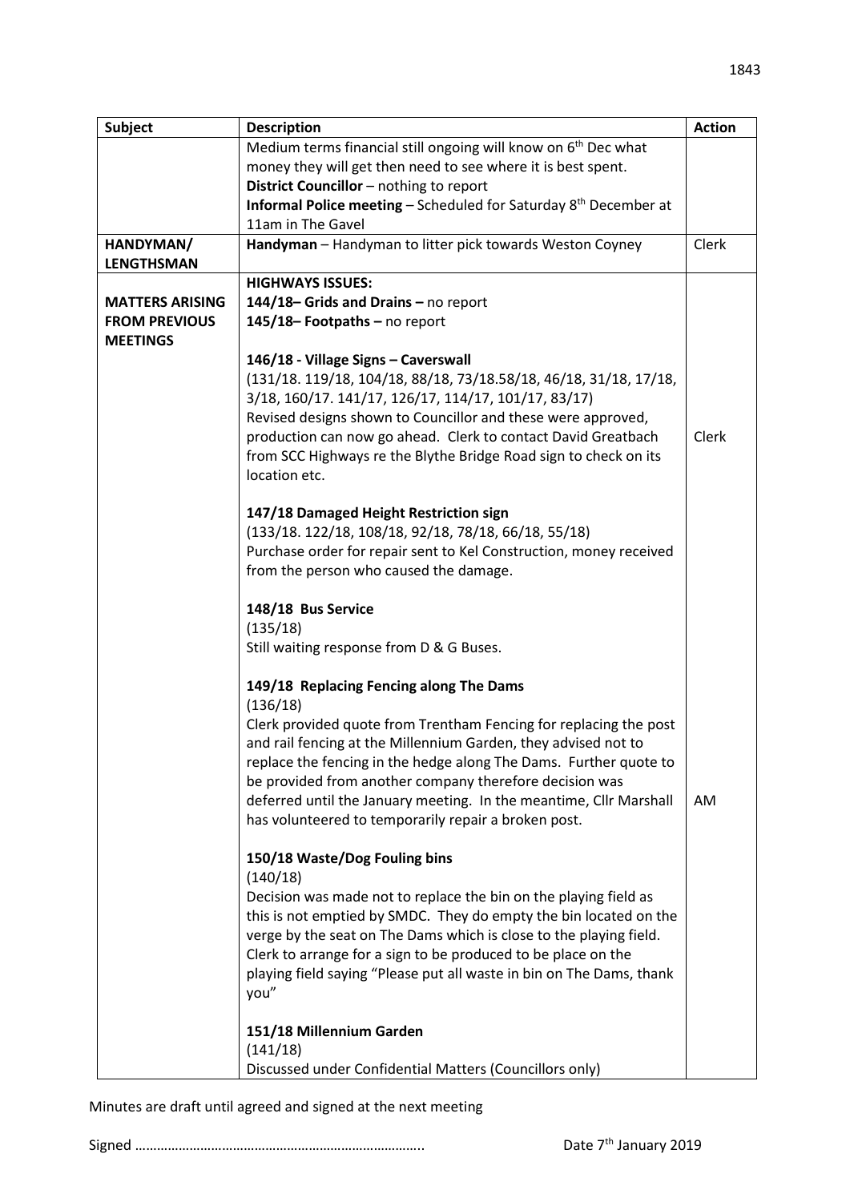| Subject | Description | Action |
|---|---|---|
| | Medium terms financial still ongoing will know on 6th Dec what money they will get then need to see where it is best spent.<br>**District Councillor** – nothing to report<br>**Informal Police meeting** – Scheduled for Saturday 8th December at 11am in The Gavel | |
| **HANDYMAN/ LENGTHSMAN** | **Handyman** – Handyman to litter pick towards Weston Coyney | Clerk |
| **MATTERS ARISING FROM PREVIOUS MEETINGS** | **HIGHWAYS ISSUES:**<br>**144/18– Grids and Drains –** no report<br>**145/18– Footpaths –** no report<br><br>**146/18 - Village Signs – Caverswall**<br>(131/18. 119/18, 104/18, 88/18, 73/18.58/18, 46/18, 31/18, 17/18, 3/18, 160/17. 141/17, 126/17, 114/17, 101/17, 83/17)<br>Revised designs shown to Councillor and these were approved, production can now go ahead. Clerk to contact David Greatbach from SCC Highways re the Blythe Bridge Road sign to check on its location etc.<br><br>**147/18 Damaged Height Restriction sign**<br>(133/18. 122/18, 108/18, 92/18, 78/18, 66/18, 55/18)<br>Purchase order for repair sent to Kel Construction, money received from the person who caused the damage.<br><br>**148/18 Bus Service**<br>(135/18)<br>Still waiting response from D & G Buses.<br><br>**149/18 Replacing Fencing along The Dams**<br>(136/18)<br>Clerk provided quote from Trentham Fencing for replacing the post and rail fencing at the Millennium Garden, they advised not to replace the fencing in the hedge along The Dams. Further quote to be provided from another company therefore decision was deferred until the January meeting. In the meantime, Cllr Marshall has volunteered to temporarily repair a broken post.<br><br>**150/18 Waste/Dog Fouling bins**<br>(140/18)<br>Decision was made not to replace the bin on the playing field as this is not emptied by SMDC. They do empty the bin located on the verge by the seat on The Dams which is close to the playing field. Clerk to arrange for a sign to be produced to be place on the playing field saying "Please put all waste in bin on The Dams, thank you"<br><br>**151/18 Millennium Garden**<br>(141/18)<br>Discussed under Confidential Matters (Councillors only) | Clerk<br><br>AM |

Minutes are draft until agreed and signed at the next meeting

Signed ………………………………………………………………….. Date 7th January 2019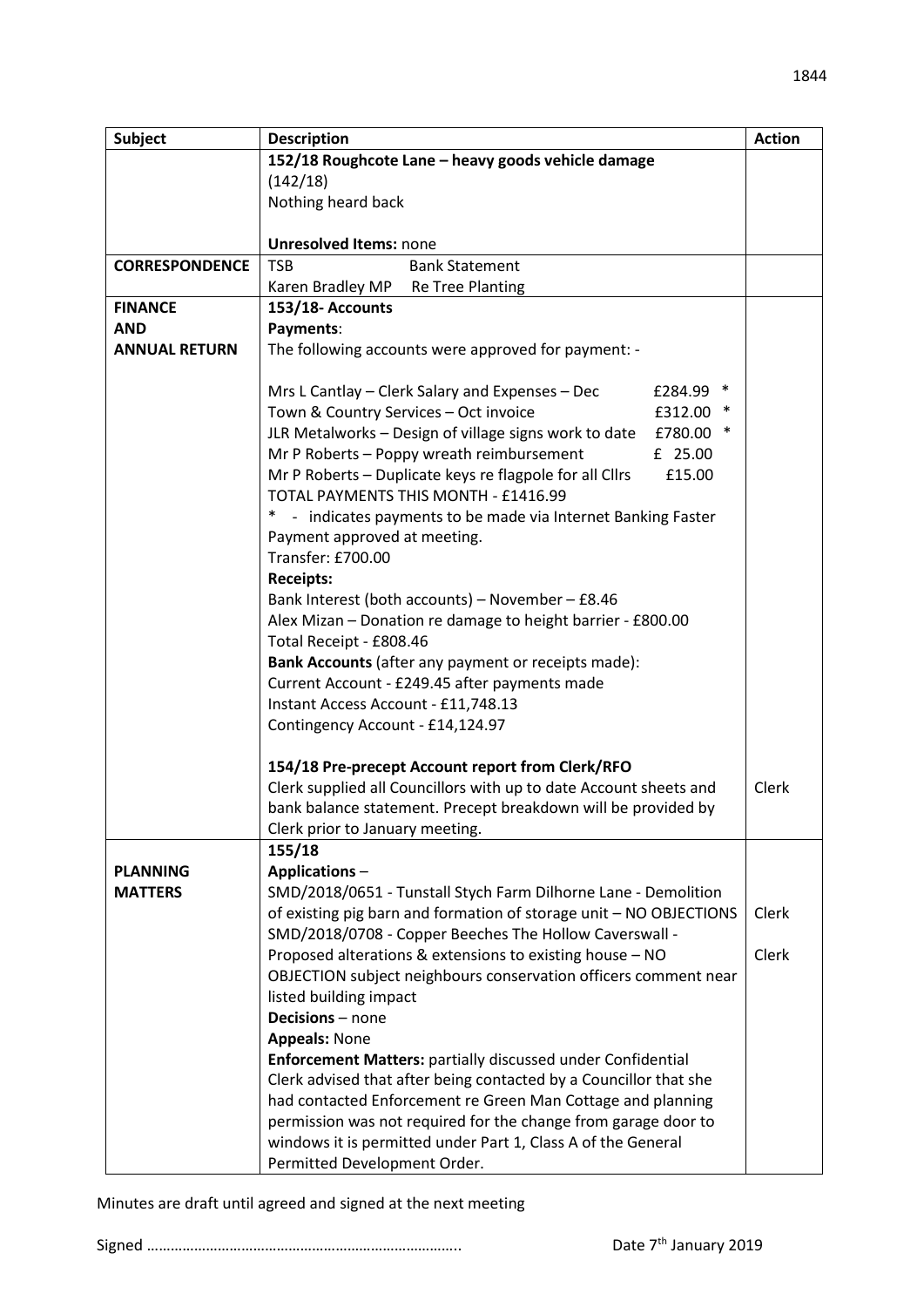| Subject | Description | Action |
|---|---|---|
| | **152/18 Roughcote Lane – heavy goods vehicle damage** (142/18)<br>Nothing heard back<br><br>**Unresolved Items:** none | |
| **CORRESPONDENCE** | TSB Bank Statement<br>Karen Bradley MP Re Tree Planting | |
| **FINANCE AND ANNUAL RETURN** | **153/18- Accounts**<br>**Payments**:<br>The following accounts were approved for payment: -<br><br>Mrs L Cantlay – Clerk Salary and Expenses – Dec £284.99 *<br>Town & Country Services – Oct invoice £312.00 *<br>JLR Metalworks – Design of village signs work to date £780.00 *<br>Mr P Roberts – Poppy wreath reimbursement £ 25.00<br>Mr P Roberts – Duplicate keys re flagpole for all Cllrs £15.00<br>TOTAL PAYMENTS THIS MONTH - £1416.99<br>* - indicates payments to be made via Internet Banking Faster Payment approved at meeting.<br>Transfer: £700.00<br>**Receipts:**<br>Bank Interest (both accounts) – November – £8.46<br>Alex Mizan – Donation re damage to height barrier - £800.00<br>Total Receipt - £808.46<br>**Bank Accounts** (after any payment or receipts made):<br>Current Account - £249.45 after payments made<br>Instant Access Account - £11,748.13<br>Contingency Account - £14,124.97 | |
| | **154/18 Pre-precept Account report from Clerk/RFO**<br>Clerk supplied all Councillors with up to date Account sheets and bank balance statement. Precept breakdown will be provided by Clerk prior to January meeting. | Clerk |
| **PLANNING MATTERS** | **155/18**<br>**Applications** –<br>SMD/2018/0651 - Tunstall Stych Farm Dilhorne Lane - Demolition of existing pig barn and formation of storage unit – NO OBJECTIONS<br>SMD/2018/0708 - Copper Beeches The Hollow Caverswall - Proposed alterations & extensions to existing house – NO OBJECTION subject neighbours conservation officers comment near listed building impact<br>**Decisions** – none<br>**Appeals:** None<br>**Enforcement Matters:** partially discussed under Confidential<br>Clerk advised that after being contacted by a Councillor that she had contacted Enforcement re Green Man Cottage and planning permission was not required for the change from garage door to windows it is permitted under Part 1, Class A of the General Permitted Development Order. | Clerk<br><br>Clerk |

Minutes are draft until agreed and signed at the next meeting

Signed ………………………………………………………………….. Date 7th January 2019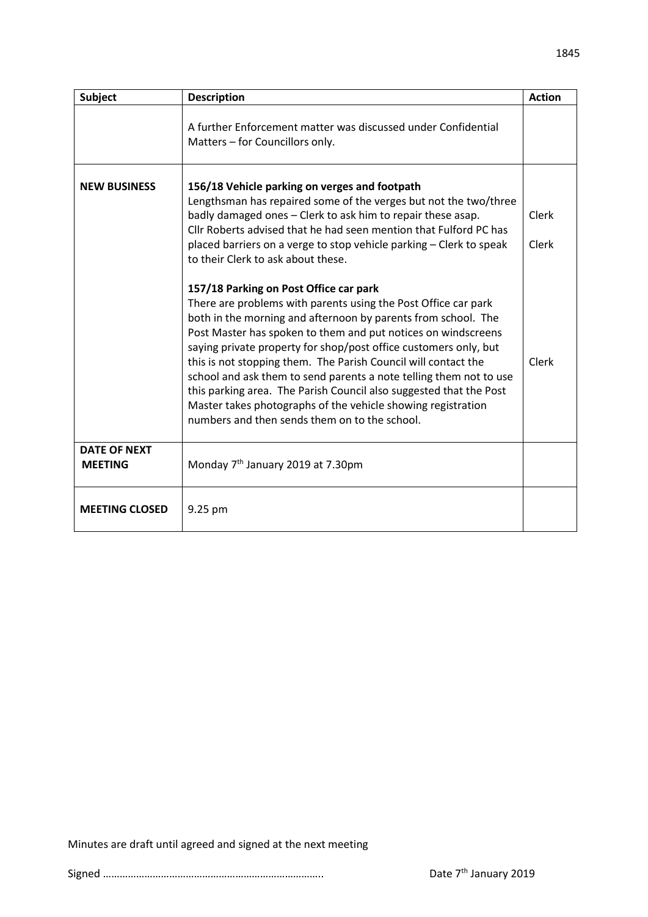| Subject | Description | Action |
|---|---|---|
| | A further Enforcement matter was discussed under Confidential Matters – for Councillors only. | |
| **NEW BUSINESS** | **156/18 Vehicle parking on verges and footpath**<br>Lengthsman has repaired some of the verges but not the two/three badly damaged ones – Clerk to ask him to repair these asap.<br>Cllr Roberts advised that he had seen mention that Fulford PC has placed barriers on a verge to stop vehicle parking – Clerk to speak to their Clerk to ask about these.<br><br>**157/18 Parking on Post Office car park**<br>There are problems with parents using the Post Office car park both in the morning and afternoon by parents from school. The Post Master has spoken to them and put notices on windscreens saying private property for shop/post office customers only, but this is not stopping them. The Parish Council will contact the school and ask them to send parents a note telling them not to use this parking area. The Parish Council also suggested that the Post Master takes photographs of the vehicle showing registration numbers and then sends them on to the school. | Clerk<br><br>Clerk<br><br><br>Clerk |
| **DATE OF NEXT MEETING** | Monday 7th January 2019 at 7.30pm | |
| **MEETING CLOSED** | 9.25 pm | |

Minutes are draft until agreed and signed at the next meeting

Signed …………………………………………………………………..                Date 7th January 2019